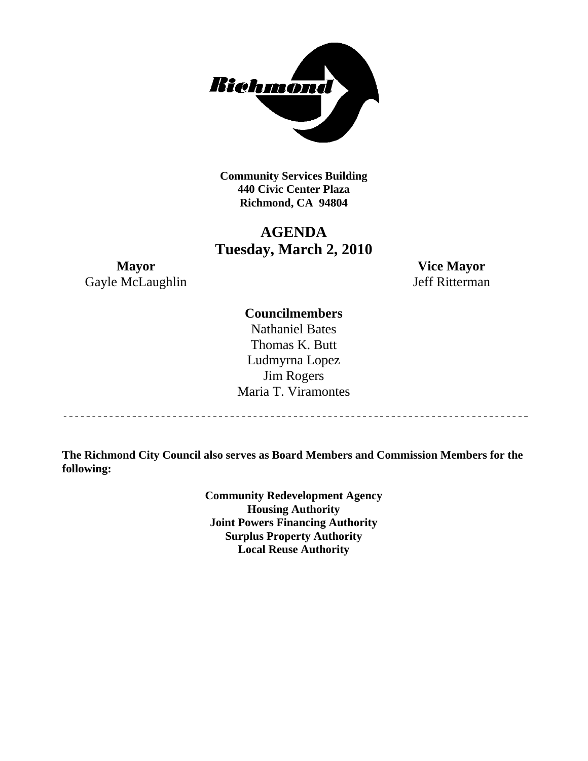**Community Services Building**
**440 Civic Center Plaza**
**Richmond, CA 94804**

# AGENDA
## Tuesday, March 2, 2010

**Mayor**
Gayle McLaughlin

**Vice Mayor**
Jeff Ritterman

**Councilmembers**
Nathaniel Bates
Thomas K. Butt
Ludmyrna Lopez
Jim Rogers
Maria T. Viramontes

---

**The Richmond City Council also serves as Board Members and Commission Members for the following:**

**Community Redevelopment Agency**
**Housing Authority**
**Joint Powers Financing Authority**
**Surplus Property Authority**
**Local Reuse Authority**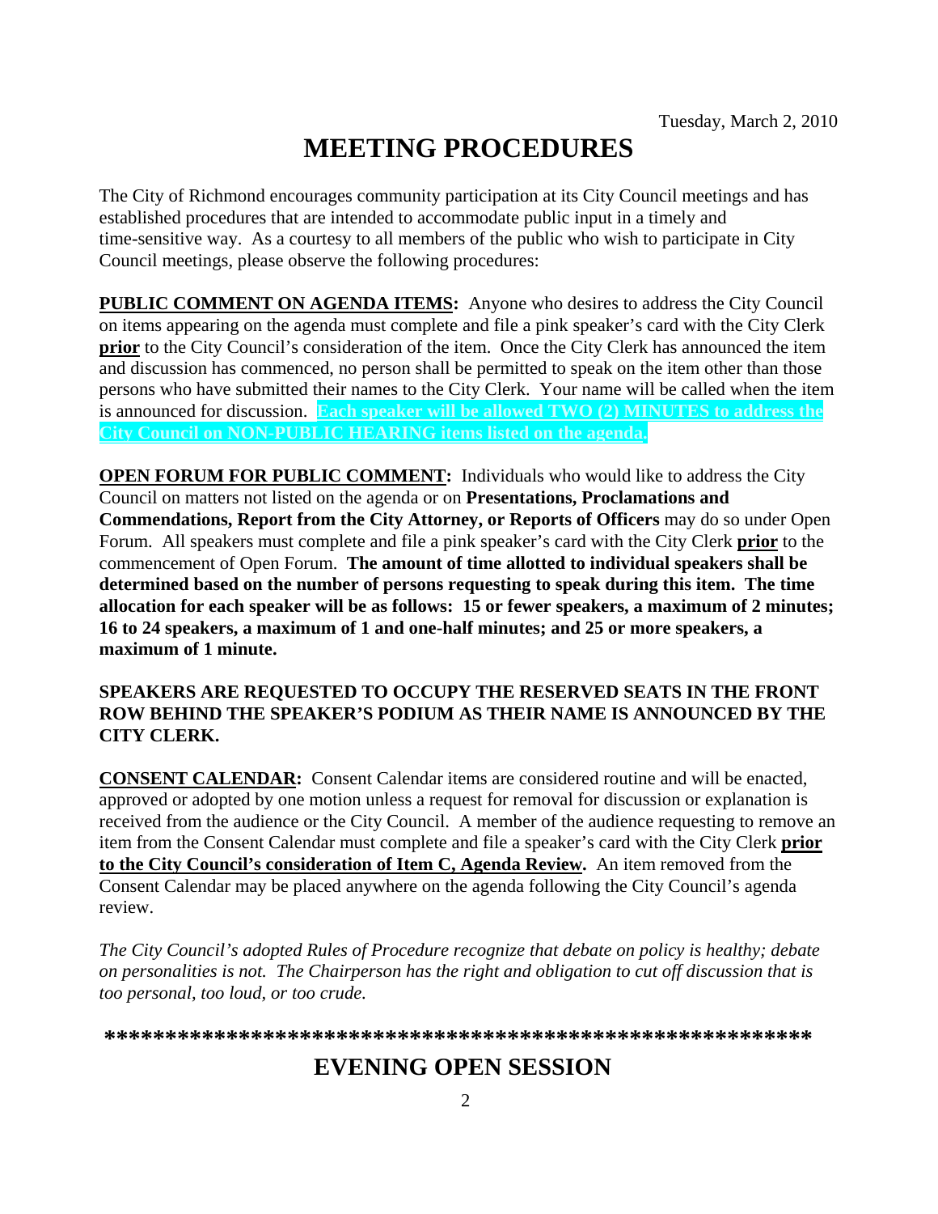Tuesday, March 2, 2010

# MEETING PROCEDURES

The City of Richmond encourages community participation at its City Council meetings and has established procedures that are intended to accommodate public input in a timely and time-sensitive way. As a courtesy to all members of the public who wish to participate in City Council meetings, please observe the following procedures:

**PUBLIC COMMENT ON AGENDA ITEMS:** Anyone who desires to address the City Council on items appearing on the agenda must complete and file a pink speaker's card with the City Clerk **prior** to the City Council's consideration of the item. Once the City Clerk has announced the item and discussion has commenced, no person shall be permitted to speak on the item other than those persons who have submitted their names to the City Clerk. Your name will be called when the item is announced for discussion. **Each speaker will be allowed TWO (2) MINUTES to address the City Council on NON-PUBLIC HEARING items listed on the agenda.**

**OPEN FORUM FOR PUBLIC COMMENT:** Individuals who would like to address the City Council on matters not listed on the agenda or on **Presentations, Proclamations and Commendations, Report from the City Attorney, or Reports of Officers** may do so under Open Forum. All speakers must complete and file a pink speaker's card with the City Clerk **prior** to the commencement of Open Forum. **The amount of time allotted to individual speakers shall be determined based on the number of persons requesting to speak during this item. The time allocation for each speaker will be as follows: 15 or fewer speakers, a maximum of 2 minutes; 16 to 24 speakers, a maximum of 1 and one-half minutes; and 25 or more speakers, a maximum of 1 minute.**

**SPEAKERS ARE REQUESTED TO OCCUPY THE RESERVED SEATS IN THE FRONT ROW BEHIND THE SPEAKER'S PODIUM AS THEIR NAME IS ANNOUNCED BY THE CITY CLERK.**

**CONSENT CALENDAR:** Consent Calendar items are considered routine and will be enacted, approved or adopted by one motion unless a request for removal for discussion or explanation is received from the audience or the City Council. A member of the audience requesting to remove an item from the Consent Calendar must complete and file a speaker's card with the City Clerk **prior to the City Council's consideration of Item C, Agenda Review.** An item removed from the Consent Calendar may be placed anywhere on the agenda following the City Council's agenda review.

*The City Council's adopted Rules of Procedure recognize that debate on policy is healthy; debate on personalities is not. The Chairperson has the right and obligation to cut off discussion that is too personal, too loud, or too crude.*

**\*\*\*\*\*\*\*\*\*\*\*\*\*\*\*\*\*\*\*\*\*\*\*\*\*\*\*\*\*\*\*\*\*\*\*\*\*\*\*\*\*\*\*\*\*\*\*\*\*\*\*\*\*\*\*\*\*\*\*\***

# EVENING OPEN SESSION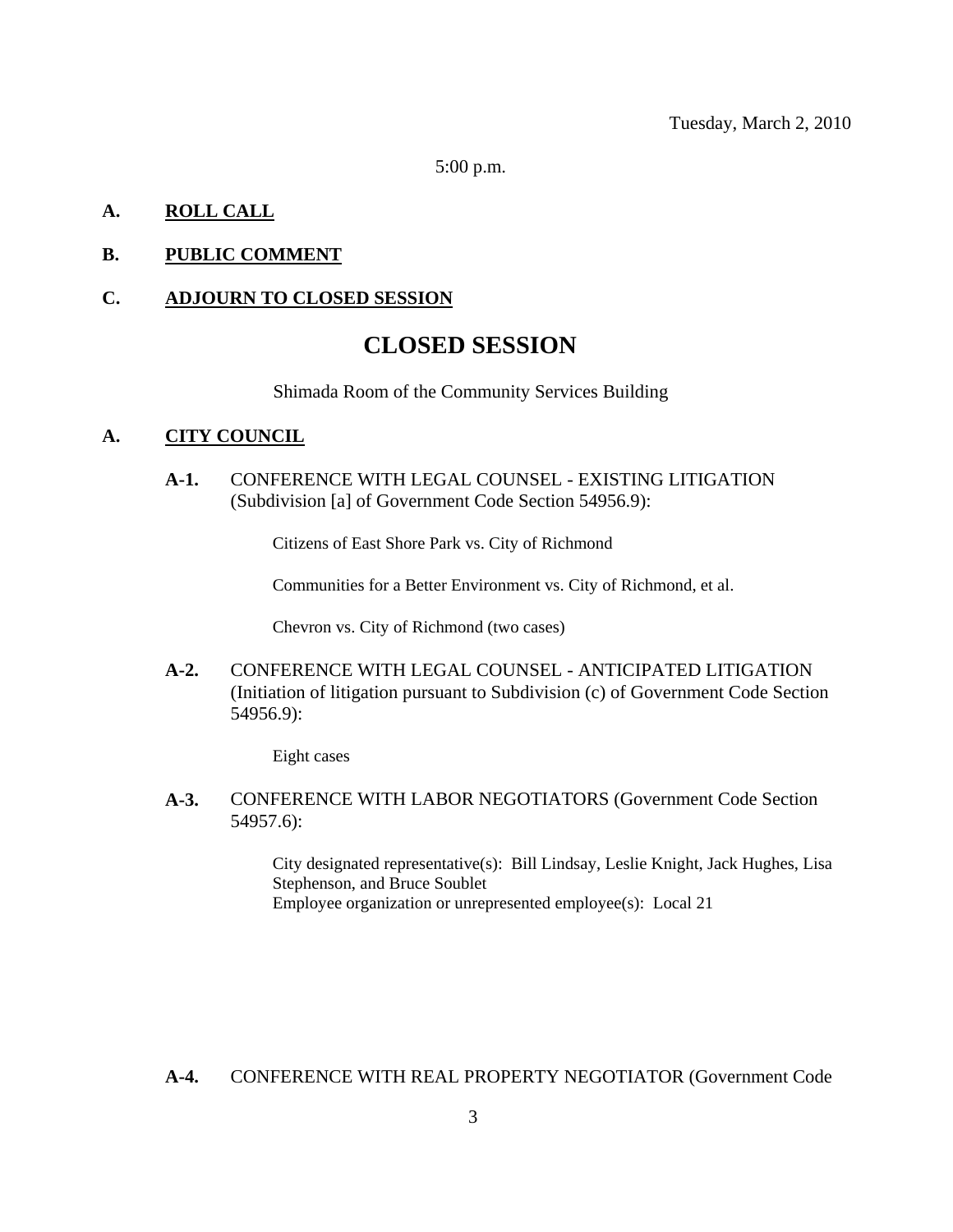Tuesday, March 2, 2010

5:00 p.m.

**A. ROLL CALL**

**B. PUBLIC COMMENT**

**C. ADJOURN TO CLOSED SESSION**

# CLOSED SESSION

Shimada Room of the Community Services Building

**A. CITY COUNCIL**

**A-1.** CONFERENCE WITH LEGAL COUNSEL - EXISTING LITIGATION (Subdivision [a] of Government Code Section 54956.9):

Citizens of East Shore Park vs. City of Richmond

Communities for a Better Environment vs. City of Richmond, et al.

Chevron vs. City of Richmond (two cases)

**A-2.** CONFERENCE WITH LEGAL COUNSEL - ANTICIPATED LITIGATION (Initiation of litigation pursuant to Subdivision (c) of Government Code Section 54956.9):

Eight cases

**A-3.** CONFERENCE WITH LABOR NEGOTIATORS (Government Code Section 54957.6):

City designated representative(s): Bill Lindsay, Leslie Knight, Jack Hughes, Lisa Stephenson, and Bruce Soublet
Employee organization or unrepresented employee(s): Local 21

**A-4.** CONFERENCE WITH REAL PROPERTY NEGOTIATOR (Government Code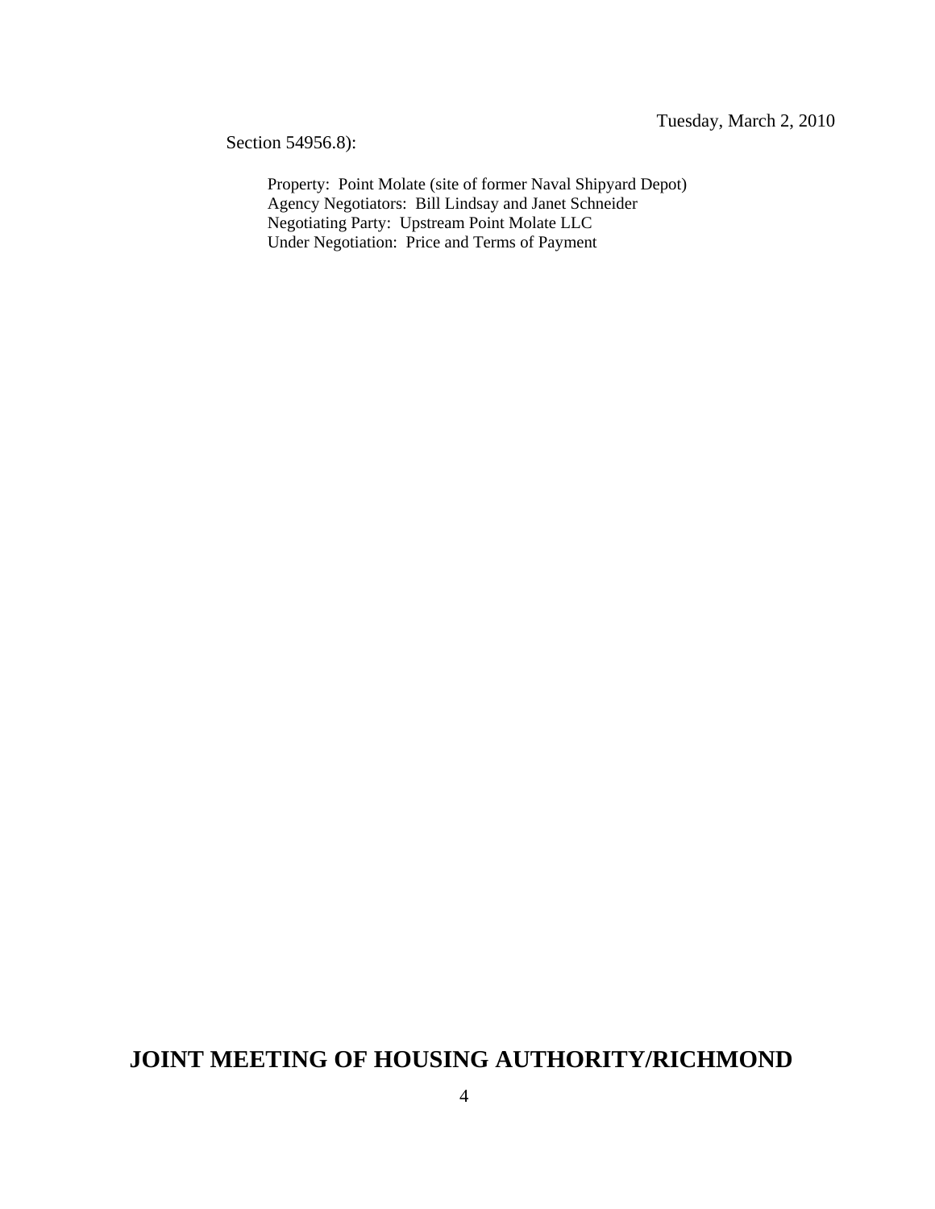Section 54956.8):

Property: Point Molate (site of former Naval Shipyard Depot)
Agency Negotiators: Bill Lindsay and Janet Schneider
Negotiating Party: Upstream Point Molate LLC
Under Negotiation: Price and Terms of Payment

## JOINT MEETING OF HOUSING AUTHORITY/RICHMOND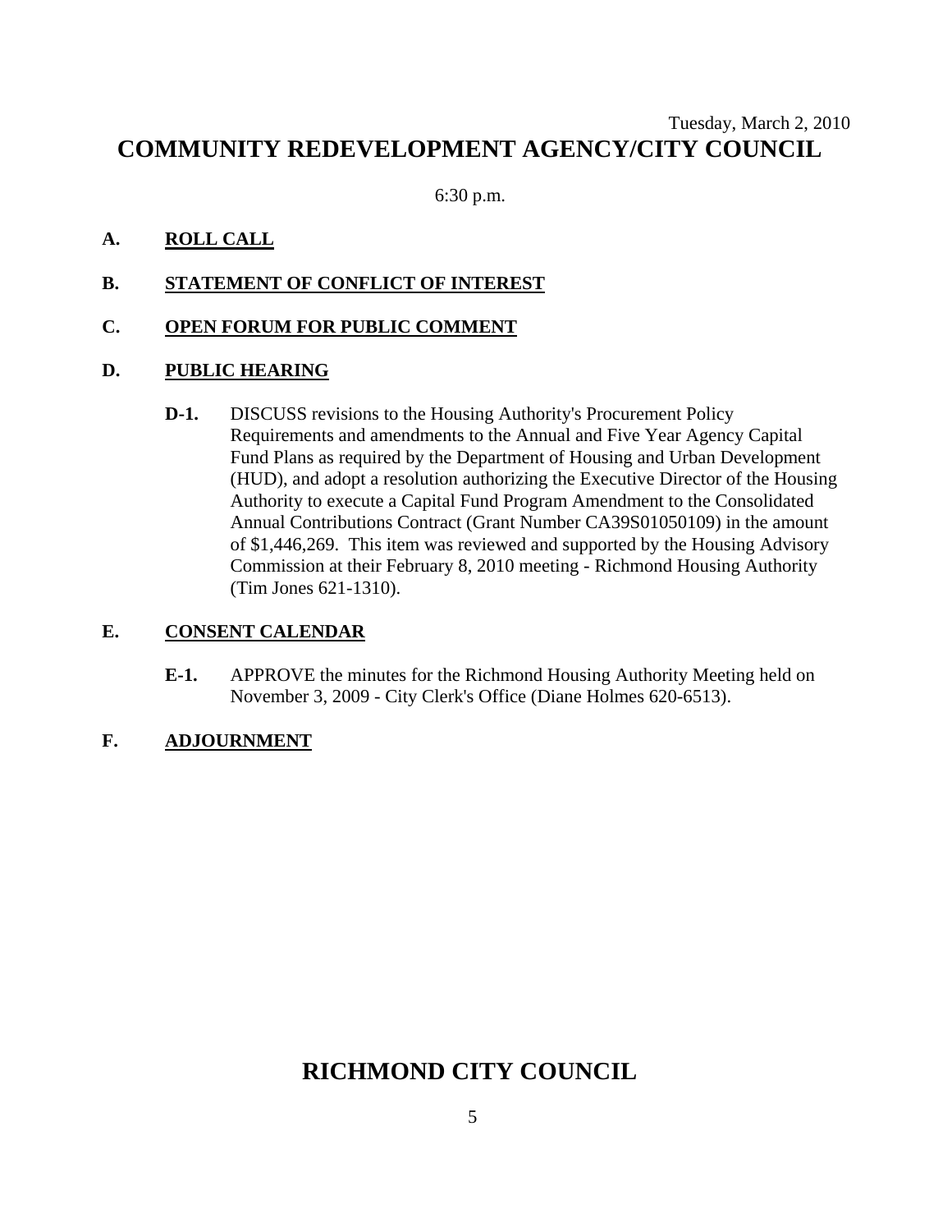Tuesday, March 2, 2010

# COMMUNITY REDEVELOPMENT AGENCY/CITY COUNCIL

6:30 p.m.

**A. ROLL CALL**

**B. STATEMENT OF CONFLICT OF INTEREST**

**C. OPEN FORUM FOR PUBLIC COMMENT**

**D. PUBLIC HEARING**

**D-1.** DISCUSS revisions to the Housing Authority's Procurement Policy Requirements and amendments to the Annual and Five Year Agency Capital Fund Plans as required by the Department of Housing and Urban Development (HUD), and adopt a resolution authorizing the Executive Director of the Housing Authority to execute a Capital Fund Program Amendment to the Consolidated Annual Contributions Contract (Grant Number CA39S01050109) in the amount of $1,446,269. This item was reviewed and supported by the Housing Advisory Commission at their February 8, 2010 meeting - Richmond Housing Authority (Tim Jones 621-1310).

**E. CONSENT CALENDAR**

**E-1.** APPROVE the minutes for the Richmond Housing Authority Meeting held on November 3, 2009 - City Clerk's Office (Diane Holmes 620-6513).

**F. ADJOURNMENT**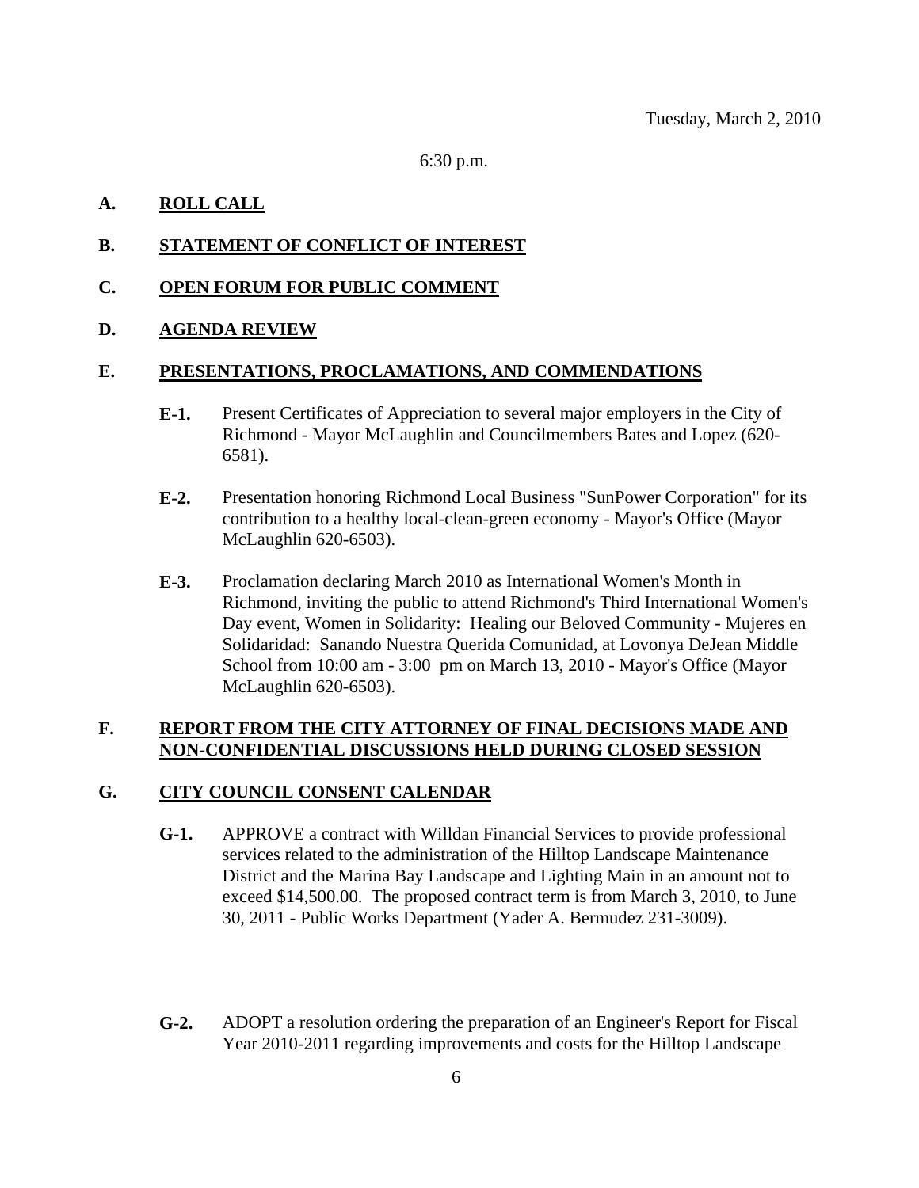Tuesday, March 2, 2010

6:30 p.m.

**A.** **ROLL CALL**

**B.** **STATEMENT OF CONFLICT OF INTEREST**

**C.** **OPEN FORUM FOR PUBLIC COMMENT**

**D.** **AGENDA REVIEW**

**E.** **PRESENTATIONS, PROCLAMATIONS, AND COMMENDATIONS**

**E-1.** Present Certificates of Appreciation to several major employers in the City of Richmond - Mayor McLaughlin and Councilmembers Bates and Lopez (620-6581).

**E-2.** Presentation honoring Richmond Local Business "SunPower Corporation" for its contribution to a healthy local-clean-green economy - Mayor's Office (Mayor McLaughlin 620-6503).

**E-3.** Proclamation declaring March 2010 as International Women's Month in Richmond, inviting the public to attend Richmond's Third International Women's Day event, Women in Solidarity: Healing our Beloved Community - Mujeres en Solidaridad: Sanando Nuestra Querida Comunidad, at Lovonya DeJean Middle School from 10:00 am - 3:00 pm on March 13, 2010 - Mayor's Office (Mayor McLaughlin 620-6503).

**F.** **REPORT FROM THE CITY ATTORNEY OF FINAL DECISIONS MADE AND NON-CONFIDENTIAL DISCUSSIONS HELD DURING CLOSED SESSION**

**G.** **CITY COUNCIL CONSENT CALENDAR**

**G-1.** APPROVE a contract with Willdan Financial Services to provide professional services related to the administration of the Hilltop Landscape Maintenance District and the Marina Bay Landscape and Lighting Main in an amount not to exceed $14,500.00. The proposed contract term is from March 3, 2010, to June 30, 2011 - Public Works Department (Yader A. Bermudez 231-3009).

**G-2.** ADOPT a resolution ordering the preparation of an Engineer's Report for Fiscal Year 2010-2011 regarding improvements and costs for the Hilltop Landscape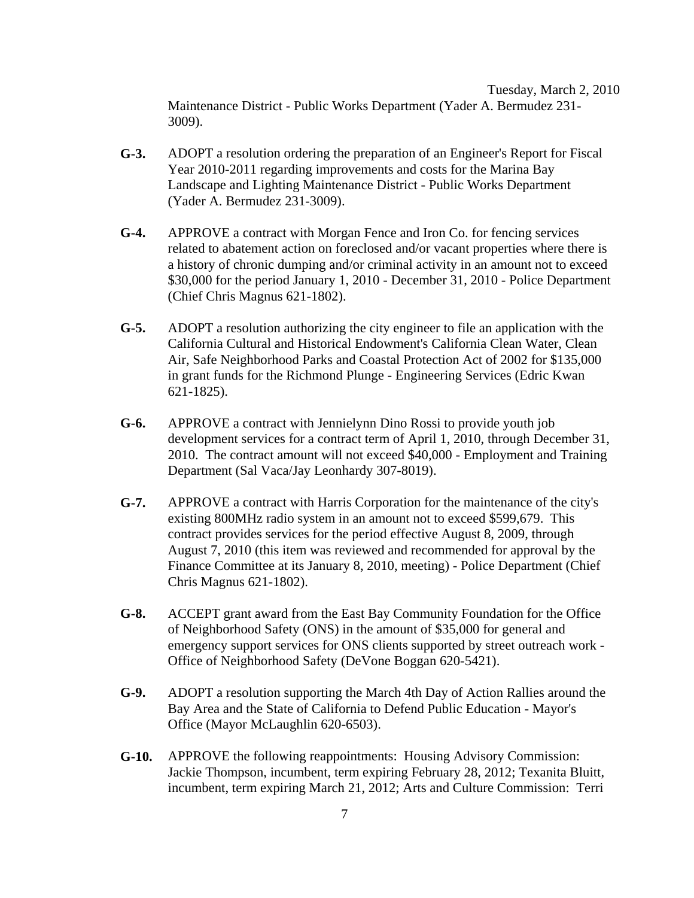Maintenance District - Public Works Department (Yader A. Bermudez 231-3009).

**G-3.** ADOPT a resolution ordering the preparation of an Engineer's Report for Fiscal Year 2010-2011 regarding improvements and costs for the Marina Bay Landscape and Lighting Maintenance District - Public Works Department (Yader A. Bermudez 231-3009).

**G-4.** APPROVE a contract with Morgan Fence and Iron Co. for fencing services related to abatement action on foreclosed and/or vacant properties where there is a history of chronic dumping and/or criminal activity in an amount not to exceed $30,000 for the period January 1, 2010 - December 31, 2010 - Police Department (Chief Chris Magnus 621-1802).

**G-5.** ADOPT a resolution authorizing the city engineer to file an application with the California Cultural and Historical Endowment's California Clean Water, Clean Air, Safe Neighborhood Parks and Coastal Protection Act of 2002 for $135,000 in grant funds for the Richmond Plunge - Engineering Services (Edric Kwan 621-1825).

**G-6.** APPROVE a contract with Jennielynn Dino Rossi to provide youth job development services for a contract term of April 1, 2010, through December 31, 2010. The contract amount will not exceed $40,000 - Employment and Training Department (Sal Vaca/Jay Leonhardy 307-8019).

**G-7.** APPROVE a contract with Harris Corporation for the maintenance of the city's existing 800MHz radio system in an amount not to exceed $599,679. This contract provides services for the period effective August 8, 2009, through August 7, 2010 (this item was reviewed and recommended for approval by the Finance Committee at its January 8, 2010, meeting) - Police Department (Chief Chris Magnus 621-1802).

**G-8.** ACCEPT grant award from the East Bay Community Foundation for the Office of Neighborhood Safety (ONS) in the amount of $35,000 for general and emergency support services for ONS clients supported by street outreach work - Office of Neighborhood Safety (DeVone Boggan 620-5421).

**G-9.** ADOPT a resolution supporting the March 4th Day of Action Rallies around the Bay Area and the State of California to Defend Public Education - Mayor's Office (Mayor McLaughlin 620-6503).

**G-10.** APPROVE the following reappointments: Housing Advisory Commission: Jackie Thompson, incumbent, term expiring February 28, 2012; Texanita Bluitt, incumbent, term expiring March 21, 2012; Arts and Culture Commission: Terri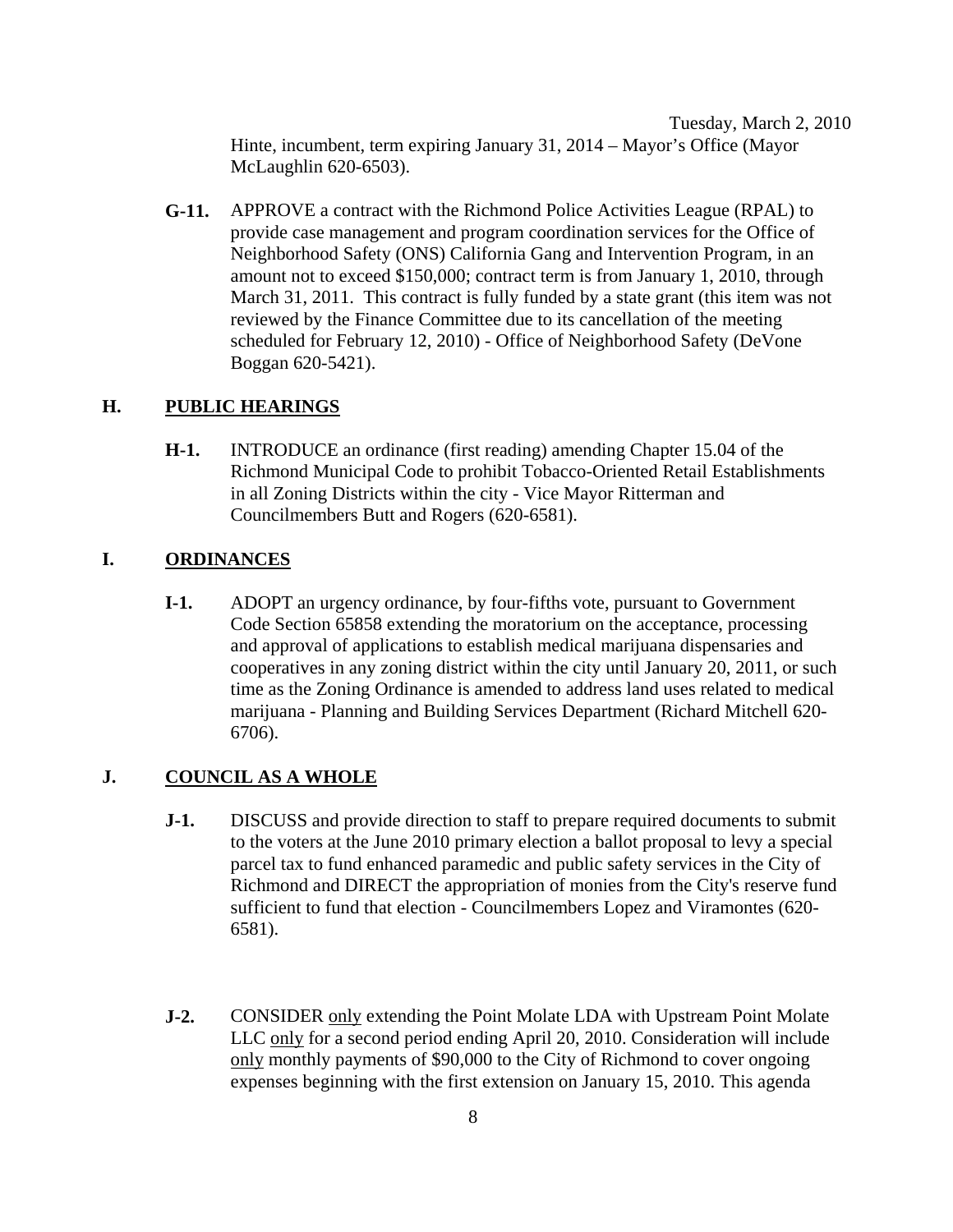Hinte, incumbent, term expiring January 31, 2014 – Mayor's Office (Mayor McLaughlin 620-6503).

**G-11.** APPROVE a contract with the Richmond Police Activities League (RPAL) to provide case management and program coordination services for the Office of Neighborhood Safety (ONS) California Gang and Intervention Program, in an amount not to exceed $150,000; contract term is from January 1, 2010, through March 31, 2011. This contract is fully funded by a state grant (this item was not reviewed by the Finance Committee due to its cancellation of the meeting scheduled for February 12, 2010) - Office of Neighborhood Safety (DeVone Boggan 620-5421).

## H. PUBLIC HEARINGS

**H-1.** INTRODUCE an ordinance (first reading) amending Chapter 15.04 of the Richmond Municipal Code to prohibit Tobacco-Oriented Retail Establishments in all Zoning Districts within the city - Vice Mayor Ritterman and Councilmembers Butt and Rogers (620-6581).

## I. ORDINANCES

**I-1.** ADOPT an urgency ordinance, by four-fifths vote, pursuant to Government Code Section 65858 extending the moratorium on the acceptance, processing and approval of applications to establish medical marijuana dispensaries and cooperatives in any zoning district within the city until January 20, 2011, or such time as the Zoning Ordinance is amended to address land uses related to medical marijuana - Planning and Building Services Department (Richard Mitchell 620-6706).

## J. COUNCIL AS A WHOLE

**J-1.** DISCUSS and provide direction to staff to prepare required documents to submit to the voters at the June 2010 primary election a ballot proposal to levy a special parcel tax to fund enhanced paramedic and public safety services in the City of Richmond and DIRECT the appropriation of monies from the City's reserve fund sufficient to fund that election - Councilmembers Lopez and Viramontes (620-6581).

**J-2.** CONSIDER only extending the Point Molate LDA with Upstream Point Molate LLC only for a second period ending April 20, 2010. Consideration will include only monthly payments of $90,000 to the City of Richmond to cover ongoing expenses beginning with the first extension on January 15, 2010. This agenda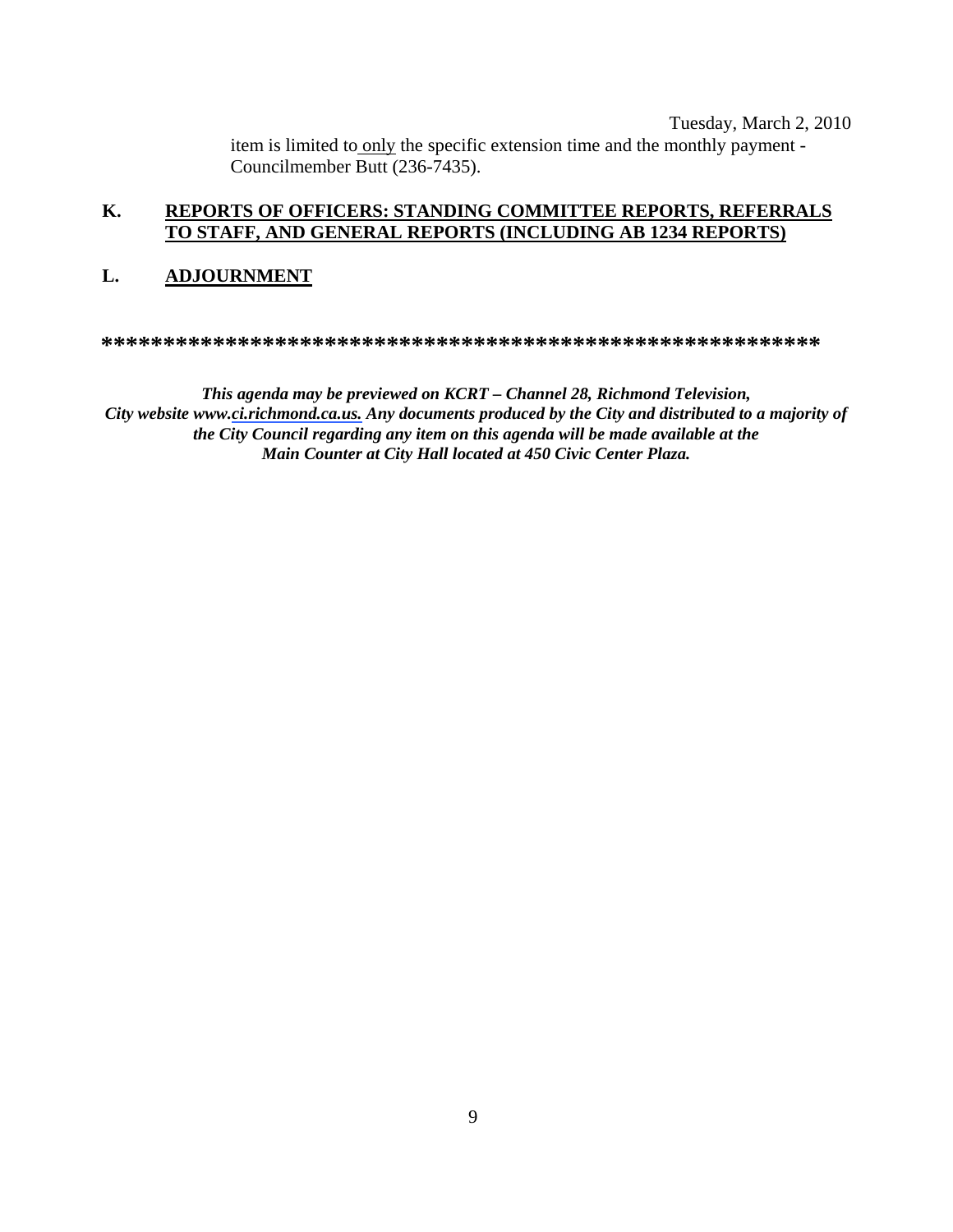item is limited to only the specific extension time and the monthly payment - Councilmember Butt (236-7435).

## K. REPORTS OF OFFICERS: STANDING COMMITTEE REPORTS, REFERRALS TO STAFF, AND GENERAL REPORTS (INCLUDING AB 1234 REPORTS)

## L. ADJOURNMENT

**************************************************************

***This agenda may be previewed on KCRT – Channel 28, Richmond Television, City website www.ci.richmond.ca.us. Any documents produced by the City and distributed to a majority of the City Council regarding any item on this agenda will be made available at the Main Counter at City Hall located at 450 Civic Center Plaza.***